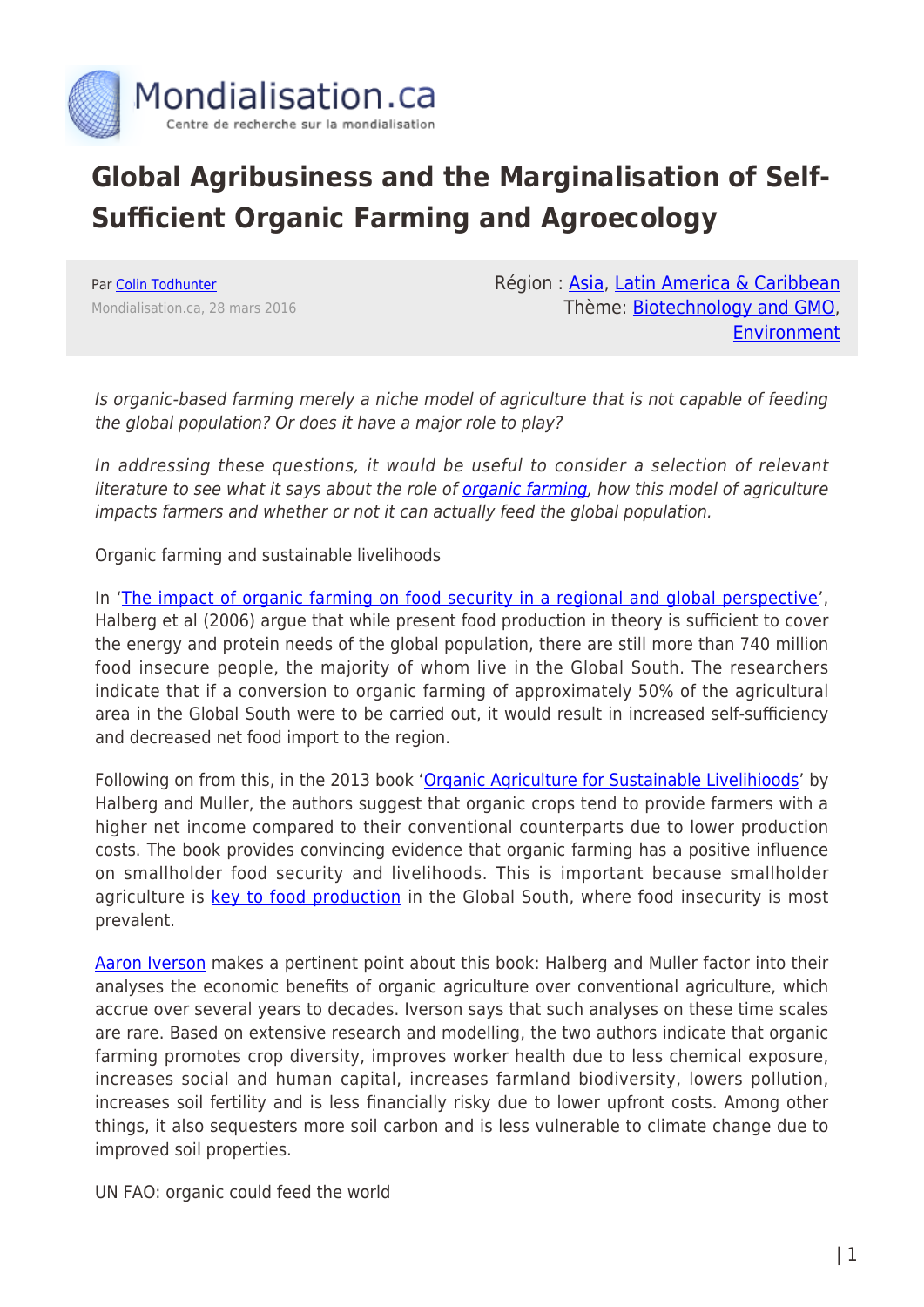# Global Agribusiness and the Marginalisation of Self-Sufficient Organic Farming and Agroecology

Par Colin Todhunter
Mondialisation.ca, 28 mars 2016

Région : Asia, Latin America & Caribbean
Thème: Biotechnology and GMO, Environment

*Is organic-based farming merely a niche model of agriculture that is not capable of feeding the global population? Or does it have a major role to play?*

*In addressing these questions, it would be useful to consider a selection of relevant literature to see what it says about the role of organic farming, how this model of agriculture impacts farmers and whether or not it can actually feed the global population.*

Organic farming and sustainable livelihoods

In 'The impact of organic farming on food security in a regional and global perspective', Halberg et al (2006) argue that while present food production in theory is sufficient to cover the energy and protein needs of the global population, there are still more than 740 million food insecure people, the majority of whom live in the Global South. The researchers indicate that if a conversion to organic farming of approximately 50% of the agricultural area in the Global South were to be carried out, it would result in increased self-sufficiency and decreased net food import to the region.

Following on from this, in the 2013 book 'Organic Agriculture for Sustainable Livelihioods' by Halberg and Muller, the authors suggest that organic crops tend to provide farmers with a higher net income compared to their conventional counterparts due to lower production costs. The book provides convincing evidence that organic farming has a positive influence on smallholder food security and livelihoods. This is important because smallholder agriculture is key to food production in the Global South, where food insecurity is most prevalent.

Aaron Iverson makes a pertinent point about this book: Halberg and Muller factor into their analyses the economic benefits of organic agriculture over conventional agriculture, which accrue over several years to decades. Iverson says that such analyses on these time scales are rare. Based on extensive research and modelling, the two authors indicate that organic farming promotes crop diversity, improves worker health due to less chemical exposure, increases social and human capital, increases farmland biodiversity, lowers pollution, increases soil fertility and is less financially risky due to lower upfront costs. Among other things, it also sequesters more soil carbon and is less vulnerable to climate change due to improved soil properties.

UN FAO: organic could feed the world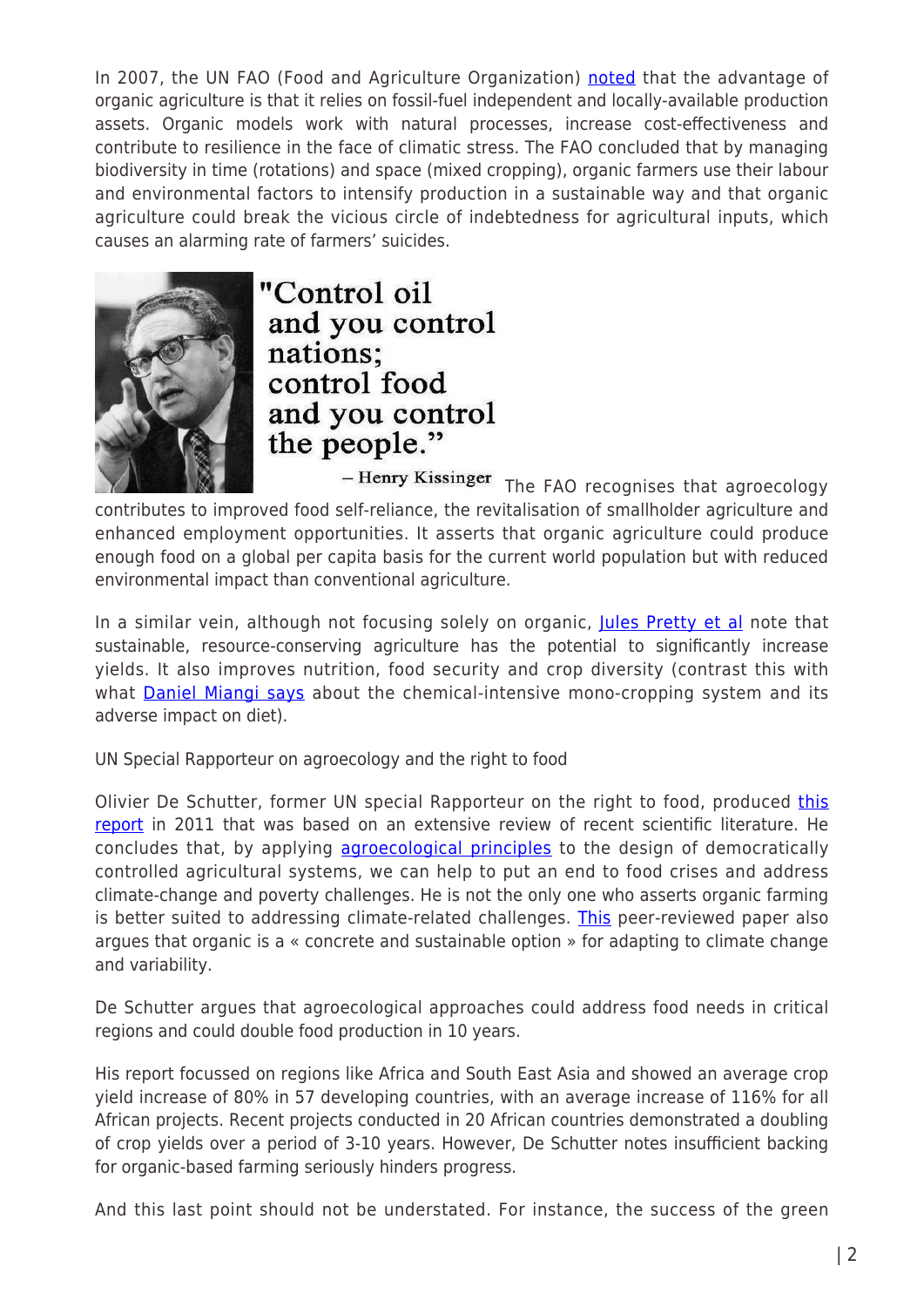In 2007, the UN FAO (Food and Agriculture Organization) noted that the advantage of organic agriculture is that it relies on fossil-fuel independent and locally-available production assets. Organic models work with natural processes, increase cost-effectiveness and contribute to resilience in the face of climatic stress. The FAO concluded that by managing biodiversity in time (rotations) and space (mixed cropping), organic farmers use their labour and environmental factors to intensify production in a sustainable way and that organic agriculture could break the vicious circle of indebtedness for agricultural inputs, which causes an alarming rate of farmers' suicides.

"Control oil and you control nations; control food and you control the people."

– Henry Kissinger

The FAO recognises that agroecology contributes to improved food self-reliance, the revitalisation of smallholder agriculture and enhanced employment opportunities. It asserts that organic agriculture could produce enough food on a global per capita basis for the current world population but with reduced environmental impact than conventional agriculture.

In a similar vein, although not focusing solely on organic, Jules Pretty et al note that sustainable, resource-conserving agriculture has the potential to significantly increase yields. It also improves nutrition, food security and crop diversity (contrast this with what Daniel Miangi says about the chemical-intensive mono-cropping system and its adverse impact on diet).

UN Special Rapporteur on agroecology and the right to food

Olivier De Schutter, former UN special Rapporteur on the right to food, produced this report in 2011 that was based on an extensive review of recent scientific literature. He concludes that, by applying agroecological principles to the design of democratically controlled agricultural systems, we can help to put an end to food crises and address climate-change and poverty challenges. He is not the only one who asserts organic farming is better suited to addressing climate-related challenges. This peer-reviewed paper also argues that organic is a « concrete and sustainable option » for adapting to climate change and variability.

De Schutter argues that agroecological approaches could address food needs in critical regions and could double food production in 10 years.

His report focussed on regions like Africa and South East Asia and showed an average crop yield increase of 80% in 57 developing countries, with an average increase of 116% for all African projects. Recent projects conducted in 20 African countries demonstrated a doubling of crop yields over a period of 3-10 years. However, De Schutter notes insufficient backing for organic-based farming seriously hinders progress.

And this last point should not be understated. For instance, the success of the green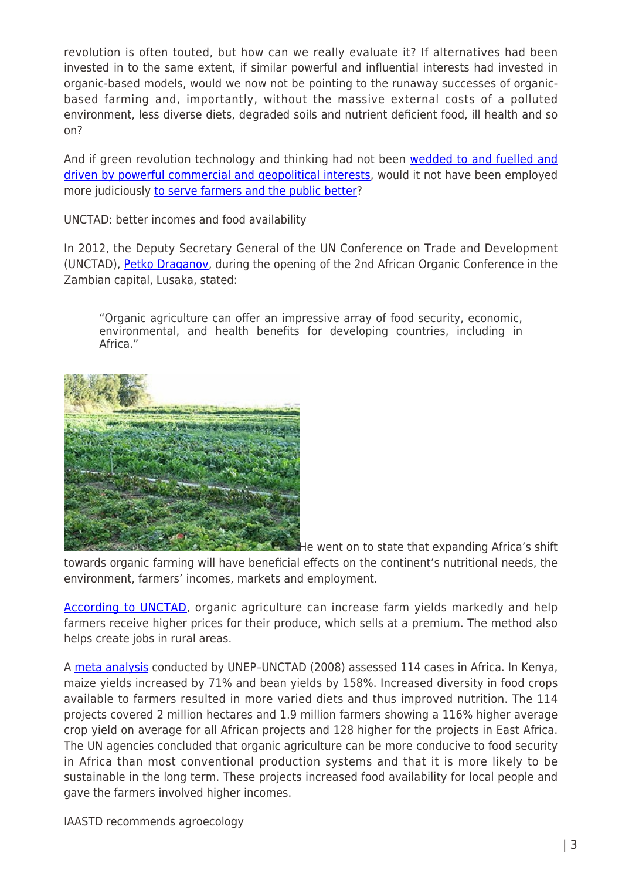revolution is often touted, but how can we really evaluate it? If alternatives had been invested in to the same extent, if similar powerful and influential interests had invested in organic-based models, would we now not be pointing to the runaway successes of organic-based farming and, importantly, without the massive external costs of a polluted environment, less diverse diets, degraded soils and nutrient deficient food, ill health and so on?

And if green revolution technology and thinking had not been [wedded to and fuelled and driven by powerful commercial and geopolitical interests](), would it not have been employed more judiciously [to serve farmers and the public better]()?

UNCTAD: better incomes and food availability

In 2012, the Deputy Secretary General of the UN Conference on Trade and Development (UNCTAD), [Petko Draganov](), during the opening of the 2nd African Organic Conference in the Zambian capital, Lusaka, stated:

> "Organic agriculture can offer an impressive array of food security, economic, environmental, and health benefits for developing countries, including in Africa."

He went on to state that expanding Africa's shift towards organic farming will have beneficial effects on the continent's nutritional needs, the environment, farmers' incomes, markets and employment.

[According to UNCTAD](), organic agriculture can increase farm yields markedly and help farmers receive higher prices for their produce, which sells at a premium. The method also helps create jobs in rural areas.

A [meta analysis]() conducted by UNEP–UNCTAD (2008) assessed 114 cases in Africa. In Kenya, maize yields increased by 71% and bean yields by 158%. Increased diversity in food crops available to farmers resulted in more varied diets and thus improved nutrition. The 114 projects covered 2 million hectares and 1.9 million farmers showing a 116% higher average crop yield on average for all African projects and 128 higher for the projects in East Africa. The UN agencies concluded that organic agriculture can be more conducive to food security in Africa than most conventional production systems and that it is more likely to be sustainable in the long term. These projects increased food availability for local people and gave the farmers involved higher incomes.

IAASTD recommends agroecology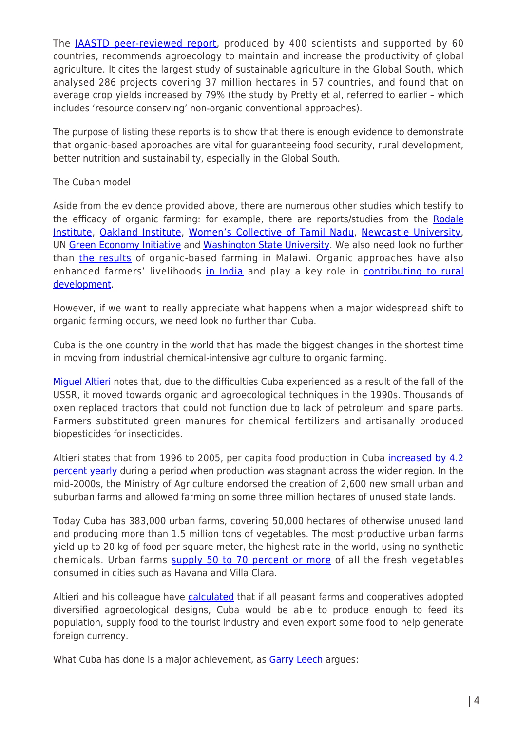The IAASTD peer-reviewed report, produced by 400 scientists and supported by 60 countries, recommends agroecology to maintain and increase the productivity of global agriculture. It cites the largest study of sustainable agriculture in the Global South, which analysed 286 projects covering 37 million hectares in 57 countries, and found that on average crop yields increased by 79% (the study by Pretty et al, referred to earlier – which includes 'resource conserving' non-organic conventional approaches).

The purpose of listing these reports is to show that there is enough evidence to demonstrate that organic-based approaches are vital for guaranteeing food security, rural development, better nutrition and sustainability, especially in the Global South.

## The Cuban model

Aside from the evidence provided above, there are numerous other studies which testify to the efficacy of organic farming: for example, there are reports/studies from the Rodale Institute, Oakland Institute, Women's Collective of Tamil Nadu, Newcastle University, UN Green Economy Initiative and Washington State University. We also need look no further than the results of organic-based farming in Malawi. Organic approaches have also enhanced farmers' livelihoods in India and play a key role in contributing to rural development.

However, if we want to really appreciate what happens when a major widespread shift to organic farming occurs, we need look no further than Cuba.

Cuba is the one country in the world that has made the biggest changes in the shortest time in moving from industrial chemical-intensive agriculture to organic farming.

Miguel Altieri notes that, due to the difficulties Cuba experienced as a result of the fall of the USSR, it moved towards organic and agroecological techniques in the 1990s. Thousands of oxen replaced tractors that could not function due to lack of petroleum and spare parts. Farmers substituted green manures for chemical fertilizers and artisanally produced biopesticides for insecticides.

Altieri states that from 1996 to 2005, per capita food production in Cuba increased by 4.2 percent yearly during a period when production was stagnant across the wider region. In the mid-2000s, the Ministry of Agriculture endorsed the creation of 2,600 new small urban and suburban farms and allowed farming on some three million hectares of unused state lands.

Today Cuba has 383,000 urban farms, covering 50,000 hectares of otherwise unused land and producing more than 1.5 million tons of vegetables. The most productive urban farms yield up to 20 kg of food per square meter, the highest rate in the world, using no synthetic chemicals. Urban farms supply 50 to 70 percent or more of all the fresh vegetables consumed in cities such as Havana and Villa Clara.

Altieri and his colleague have calculated that if all peasant farms and cooperatives adopted diversified agroecological designs, Cuba would be able to produce enough to feed its population, supply food to the tourist industry and even export some food to help generate foreign currency.

What Cuba has done is a major achievement, as Garry Leech argues: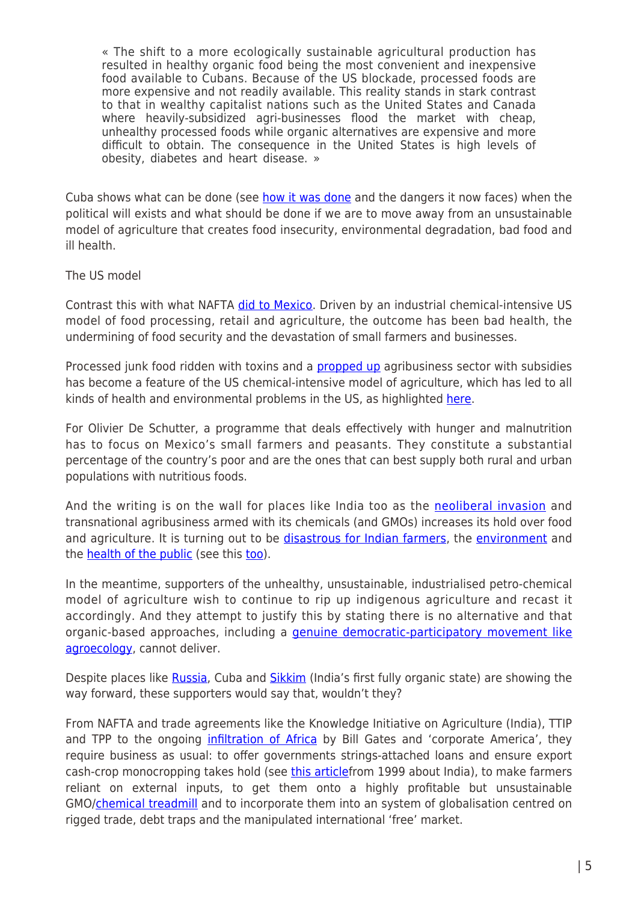> « The shift to a more ecologically sustainable agricultural production has resulted in healthy organic food being the most convenient and inexpensive food available to Cubans. Because of the US blockade, processed foods are more expensive and not readily available. This reality stands in stark contrast to that in wealthy capitalist nations such as the United States and Canada where heavily-subsidized agri-businesses flood the market with cheap, unhealthy processed foods while organic alternatives are expensive and more difficult to obtain. The consequence in the United States is high levels of obesity, diabetes and heart disease. »

Cuba shows what can be done (see how it was done and the dangers it now faces) when the political will exists and what should be done if we are to move away from an unsustainable model of agriculture that creates food insecurity, environmental degradation, bad food and ill health.

The US model

Contrast this with what NAFTA did to Mexico. Driven by an industrial chemical-intensive US model of food processing, retail and agriculture, the outcome has been bad health, the undermining of food security and the devastation of small farmers and businesses.

Processed junk food ridden with toxins and a propped up agribusiness sector with subsidies has become a feature of the US chemical-intensive model of agriculture, which has led to all kinds of health and environmental problems in the US, as highlighted here.

For Olivier De Schutter, a programme that deals effectively with hunger and malnutrition has to focus on Mexico's small farmers and peasants. They constitute a substantial percentage of the country's poor and are the ones that can best supply both rural and urban populations with nutritious foods.

And the writing is on the wall for places like India too as the neoliberal invasion and transnational agribusiness armed with its chemicals (and GMOs) increases its hold over food and agriculture. It is turning out to be disastrous for Indian farmers, the environment and the health of the public (see this too).

In the meantime, supporters of the unhealthy, unsustainable, industrialised petro-chemical model of agriculture wish to continue to rip up indigenous agriculture and recast it accordingly. And they attempt to justify this by stating there is no alternative and that organic-based approaches, including a genuine democratic-participatory movement like agroecology, cannot deliver.

Despite places like Russia, Cuba and Sikkim (India's first fully organic state) are showing the way forward, these supporters would say that, wouldn't they?

From NAFTA and trade agreements like the Knowledge Initiative on Agriculture (India), TTIP and TPP to the ongoing infiltration of Africa by Bill Gates and 'corporate America', they require business as usual: to offer governments strings-attached loans and ensure export cash-crop monocropping takes hold (see this articlefrom 1999 about India), to make farmers reliant on external inputs, to get them onto a highly profitable but unsustainable GMO/chemical treadmill and to incorporate them into an system of globalisation centred on rigged trade, debt traps and the manipulated international 'free' market.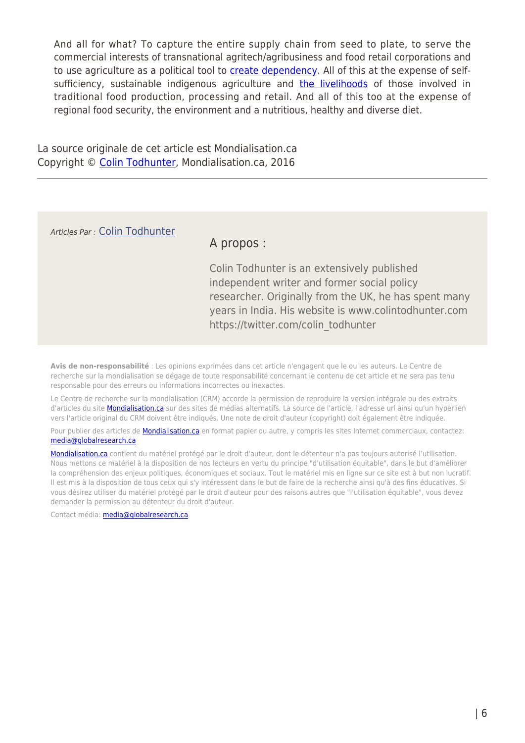And all for what? To capture the entire supply chain from seed to plate, to serve the commercial interests of transnational agritech/agribusiness and food retail corporations and to use agriculture as a political tool to create dependency. All of this at the expense of self-sufficiency, sustainable indigenous agriculture and the livelihoods of those involved in traditional food production, processing and retail. And all of this too at the expense of regional food security, the environment and a nutritious, healthy and diverse diet.

La source originale de cet article est Mondialisation.ca
Copyright © Colin Todhunter, Mondialisation.ca, 2016

---

*Articles Par :* Colin Todhunter

## A propos :

Colin Todhunter is an extensively published independent writer and former social policy researcher. Originally from the UK, he has spent many years in India. His website is www.colintodhunter.com https://twitter.com/colin_todhunter

**Avis de non-responsabilité** : Les opinions exprimées dans cet article n'engagent que le ou les auteurs. Le Centre de recherche sur la mondialisation se dégage de toute responsabilité concernant le contenu de cet article et ne sera pas tenu responsable pour des erreurs ou informations incorrectes ou inexactes.

Le Centre de recherche sur la mondialisation (CRM) accorde la permission de reproduire la version intégrale ou des extraits d'articles du site Mondialisation.ca sur des sites de médias alternatifs. La source de l'article, l'adresse url ainsi qu'un hyperlien vers l'article original du CRM doivent être indiqués. Une note de droit d'auteur (copyright) doit également être indiquée.

Pour publier des articles de Mondialisation.ca en format papier ou autre, y compris les sites Internet commerciaux, contactez: media@globalresearch.ca

Mondialisation.ca contient du matériel protégé par le droit d'auteur, dont le détenteur n'a pas toujours autorisé l'utilisation. Nous mettons ce matériel à la disposition de nos lecteurs en vertu du principe "d'utilisation équitable", dans le but d'améliorer la compréhension des enjeux politiques, économiques et sociaux. Tout le matériel mis en ligne sur ce site est à but non lucratif. Il est mis à la disposition de tous ceux qui s'y intéressent dans le but de faire de la recherche ainsi qu'à des fins éducatives. Si vous désirez utiliser du matériel protégé par le droit d'auteur pour des raisons autres que "l'utilisation équitable", vous devez demander la permission au détenteur du droit d'auteur.

Contact média: media@globalresearch.ca